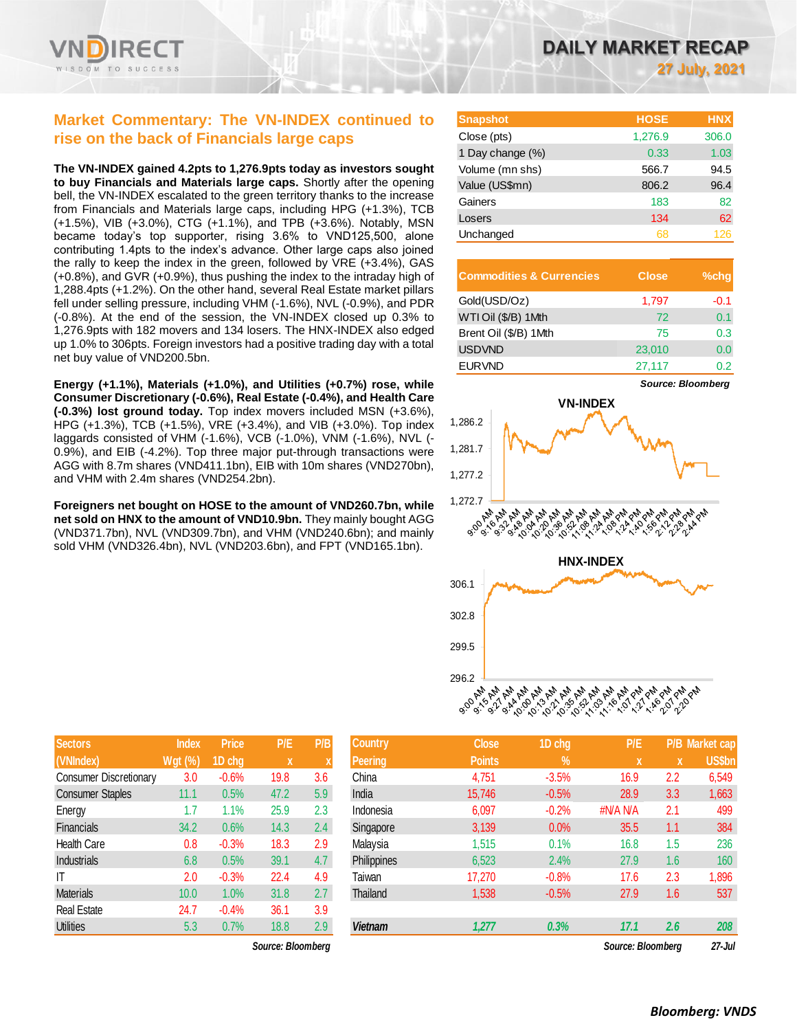# DAILY MARKET RECAP

**27 July, 2021**

## Market Commentary: The VN-INDEX continued to rise on the back of Financials large caps

**The VN-INDEX gained 4.2pts to 1,276.9pts today as investors sought to buy Financials and Materials large caps.** Shortly after the opening bell, the VN-INDEX escalated to the green territory thanks to the increase from Financials and Materials large caps, including HPG (+1.3%), TCB (+1.5%), VIB (+3.0%), CTG (+1.1%), and TPB (+3.6%). Notably, MSN became today's top supporter, rising 3.6% to VND125,500, alone contributing 1.4pts to the index's advance. Other large caps also joined the rally to keep the index in the green, followed by VRE (+3.4%), GAS (+0.8%), and GVR (+0.9%), thus pushing the index to the intraday high of 1,288.4pts (+1.2%). On the other hand, several Real Estate market pillars fell under selling pressure, including VHM (-1.6%), NVL (-0.9%), and PDR (-0.8%). At the end of the session, the VN-INDEX closed up 0.3% to 1,276.9pts with 182 movers and 134 losers. The HNX-INDEX also edged up 1.0% to 306pts. Foreign investors had a positive trading day with a total net buy value of VND200.5bn.

**Energy (+1.1%), Materials (+1.0%), and Utilities (+0.7%) rose, while Consumer Discretionary (-0.6%), Real Estate (-0.4%), and Health Care (-0.3%) lost ground today.** Top index movers included MSN (+3.6%), HPG (+1.3%), TCB (+1.5%), VRE (+3.4%), and VIB (+3.0%). Top index laggards consisted of VHM (-1.6%), VCB (-1.0%), VNM (-1.6%), NVL (-0.9%), and EIB (-4.2%). Top three major put-through transactions were AGG with 8.7m shares (VND411.1bn), EIB with 10m shares (VND270bn), and VHM with 2.4m shares (VND254.2bn).

**Foreigners net bought on HOSE to the amount of VND260.7bn, while net sold on HNX to the amount of VND10.9bn.** They mainly bought AGG (VND371.7bn), NVL (VND309.7bn), and VHM (VND240.6bn); and mainly sold VHM (VND326.4bn), NVL (VND203.6bn), and FPT (VND165.1bn).

| Snapshot | HOSE | HNX |
|---|---|---|
| Close (pts) | 1,276.9 | 306.0 |
| 1 Day change (%) | 0.33 | 1.03 |
| Volume (mn shs) | 566.7 | 94.5 |
| Value (US$mn) | 806.2 | 96.4 |
| Gainers | 183 | 82 |
| Losers | 134 | 62 |
| Unchanged | 68 | 126 |

| Commodities & Currencies | Close | %chg |
|---|---|---|
| Gold(USD/Oz) | 1,797 | -0.1 |
| WTI Oil ($/B) 1Mth | 72 | 0.1 |
| Brent Oil ($/B) 1Mth | 75 | 0.3 |
| USDVND | 23,010 | 0.0 |
| EURVND | 27,117 | 0.2 |

*Source: Bloomberg*

| Sectors (VNIndex) | Index Wgt (%) | Price 1D chg | P/E x | P/B x |
|---|---|---|---|---|
| Consumer Discretionary | 3.0 | -0.6% | 19.8 | 3.6 |
| Consumer Staples | 11.1 | 0.5% | 47.2 | 5.9 |
| Energy | 1.7 | 1.1% | 25.9 | 2.3 |
| Financials | 34.2 | 0.6% | 14.3 | 2.4 |
| Health Care | 0.8 | -0.3% | 18.3 | 2.9 |
| Industrials | 6.8 | 0.5% | 39.1 | 4.7 |
| IT | 2.0 | -0.3% | 22.4 | 4.9 |
| Materials | 10.0 | 1.0% | 31.8 | 2.7 |
| Real Estate | 24.7 | -0.4% | 36.1 | 3.9 |
| Utilities | 5.3 | 0.7% | 18.8 | 2.9 |

*Source: Bloomberg*

| Country Peering | Close Points | 1D chg % | P/E x | P/B x | Market cap US$bn |
|---|---|---|---|---|---|
| China | 4,751 | -3.5% | 16.9 | 2.2 | 6,549 |
| India | 15,746 | -0.5% | 28.9 | 3.3 | 1,663 |
| Indonesia | 6,097 | -0.2% | #N/A N/A | 2.1 | 499 |
| Singapore | 3,139 | 0.0% | 35.5 | 1.1 | 384 |
| Malaysia | 1,515 | 0.1% | 16.8 | 1.5 | 236 |
| Philippines | 6,523 | 2.4% | 27.9 | 1.6 | 160 |
| Taiwan | 17,270 | -0.8% | 17.6 | 2.3 | 1,896 |
| Thailand | 1,538 | -0.5% | 27.9 | 1.6 | 537 |
| *Vietnam* | *1,277* | *0.3%* | *17.1* | *2.6* | *208* |

*Source: Bloomberg* *27-Jul*

**Bloomberg: VNDS**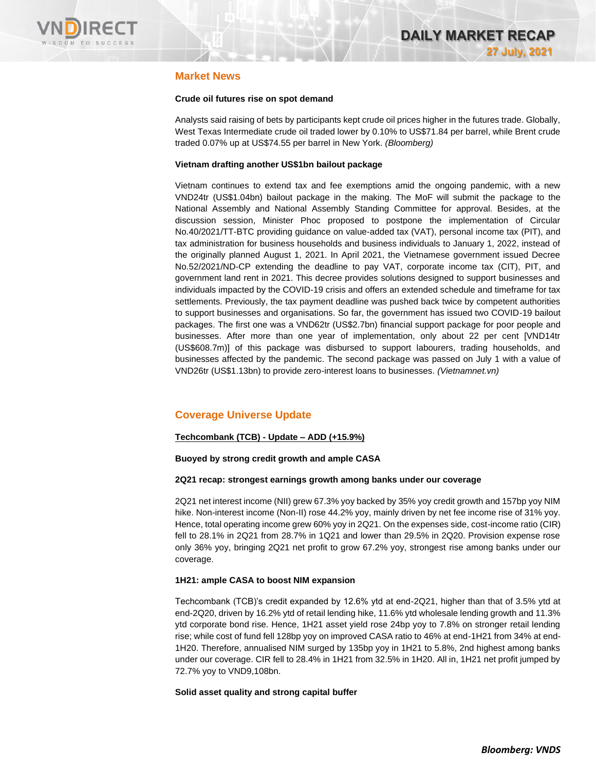## Market News

**Crude oil futures rise on spot demand**

Analysts said raising of bets by participants kept crude oil prices higher in the futures trade. Globally, West Texas Intermediate crude oil traded lower by 0.10% to US$71.84 per barrel, while Brent crude traded 0.07% up at US$74.55 per barrel in New York. *(Bloomberg)*

**Vietnam drafting another US$1bn bailout package**

Vietnam continues to extend tax and fee exemptions amid the ongoing pandemic, with a new VND24tr (US$1.04bn) bailout package in the making. The MoF will submit the package to the National Assembly and National Assembly Standing Committee for approval. Besides, at the discussion session, Minister Phoc proposed to postpone the implementation of Circular No.40/2021/TT-BTC providing guidance on value-added tax (VAT), personal income tax (PIT), and tax administration for business households and business individuals to January 1, 2022, instead of the originally planned August 1, 2021. In April 2021, the Vietnamese government issued Decree No.52/2021/ND-CP extending the deadline to pay VAT, corporate income tax (CIT), PIT, and government land rent in 2021. This decree provides solutions designed to support businesses and individuals impacted by the COVID-19 crisis and offers an extended schedule and timeframe for tax settlements. Previously, the tax payment deadline was pushed back twice by competent authorities to support businesses and organisations. So far, the government has issued two COVID-19 bailout packages. The first one was a VND62tr (US$2.7bn) financial support package for poor people and businesses. After more than one year of implementation, only about 22 per cent [VND14tr (US$608.7m)] of this package was disbursed to support labourers, trading households, and businesses affected by the pandemic. The second package was passed on July 1 with a value of VND26tr (US$1.13bn) to provide zero-interest loans to businesses. *(Vietnamnet.vn)*

## Coverage Universe Update

**Techcombank (TCB) - Update – ADD (+15.9%)**

**Buoyed by strong credit growth and ample CASA**

**2Q21 recap: strongest earnings growth among banks under our coverage**

2Q21 net interest income (NII) grew 67.3% yoy backed by 35% yoy credit growth and 157bp yoy NIM hike. Non-interest income (Non-II) rose 44.2% yoy, mainly driven by net fee income rise of 31% yoy. Hence, total operating income grew 60% yoy in 2Q21. On the expenses side, cost-income ratio (CIR) fell to 28.1% in 2Q21 from 28.7% in 1Q21 and lower than 29.5% in 2Q20. Provision expense rose only 36% yoy, bringing 2Q21 net profit to grow 67.2% yoy, strongest rise among banks under our coverage.

**1H21: ample CASA to boost NIM expansion**

Techcombank (TCB)'s credit expanded by 12.6% ytd at end-2Q21, higher than that of 3.5% ytd at end-2Q20, driven by 16.2% ytd of retail lending hike, 11.6% ytd wholesale lending growth and 11.3% ytd corporate bond rise. Hence, 1H21 asset yield rose 24bp yoy to 7.8% on stronger retail lending rise; while cost of fund fell 128bp yoy on improved CASA ratio to 46% at end-1H21 from 34% at end-1H20. Therefore, annualised NIM surged by 135bp yoy in 1H21 to 5.8%, 2nd highest among banks under our coverage. CIR fell to 28.4% in 1H21 from 32.5% in 1H20. All in, 1H21 net profit jumped by 72.7% yoy to VND9,108bn.

**Solid asset quality and strong capital buffer**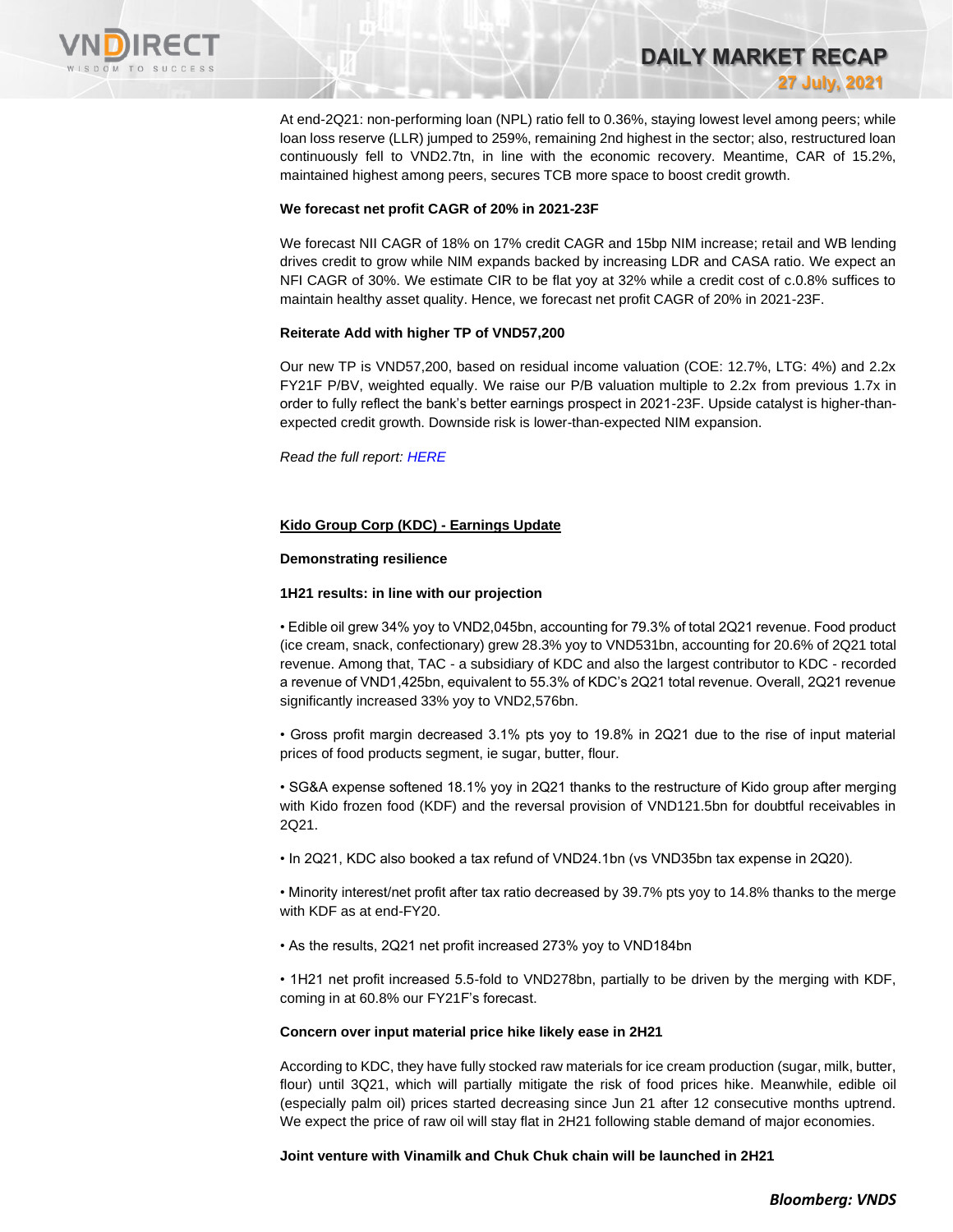At end-2Q21: non-performing loan (NPL) ratio fell to 0.36%, staying lowest level among peers; while loan loss reserve (LLR) jumped to 259%, remaining 2nd highest in the sector; also, restructured loan continuously fell to VND2.7tn, in line with the economic recovery. Meantime, CAR of 15.2%, maintained highest among peers, secures TCB more space to boost credit growth.

**We forecast net profit CAGR of 20% in 2021-23F**

We forecast NII CAGR of 18% on 17% credit CAGR and 15bp NIM increase; retail and WB lending drives credit to grow while NIM expands backed by increasing LDR and CASA ratio. We expect an NFI CAGR of 30%. We estimate CIR to be flat yoy at 32% while a credit cost of c.0.8% suffices to maintain healthy asset quality. Hence, we forecast net profit CAGR of 20% in 2021-23F.

**Reiterate Add with higher TP of VND57,200**

Our new TP is VND57,200, based on residual income valuation (COE: 12.7%, LTG: 4%) and 2.2x FY21F P/BV, weighted equally. We raise our P/B valuation multiple to 2.2x from previous 1.7x in order to fully reflect the bank's better earnings prospect in 2021-23F. Upside catalyst is higher-than-expected credit growth. Downside risk is lower-than-expected NIM expansion.

*Read the full report: HERE*

**Kido Group Corp (KDC) - Earnings Update**

**Demonstrating resilience**

**1H21 results: in line with our projection**

• Edible oil grew 34% yoy to VND2,045bn, accounting for 79.3% of total 2Q21 revenue. Food product (ice cream, snack, confectionary) grew 28.3% yoy to VND531bn, accounting for 20.6% of 2Q21 total revenue. Among that, TAC - a subsidiary of KDC and also the largest contributor to KDC - recorded a revenue of VND1,425bn, equivalent to 55.3% of KDC's 2Q21 total revenue. Overall, 2Q21 revenue significantly increased 33% yoy to VND2,576bn.

• Gross profit margin decreased 3.1% pts yoy to 19.8% in 2Q21 due to the rise of input material prices of food products segment, ie sugar, butter, flour.

• SG&A expense softened 18.1% yoy in 2Q21 thanks to the restructure of Kido group after merging with Kido frozen food (KDF) and the reversal provision of VND121.5bn for doubtful receivables in 2Q21.

• In 2Q21, KDC also booked a tax refund of VND24.1bn (vs VND35bn tax expense in 2Q20).

• Minority interest/net profit after tax ratio decreased by 39.7% pts yoy to 14.8% thanks to the merge with KDF as at end-FY20.

• As the results, 2Q21 net profit increased 273% yoy to VND184bn

• 1H21 net profit increased 5.5-fold to VND278bn, partially to be driven by the merging with KDF, coming in at 60.8% our FY21F's forecast.

**Concern over input material price hike likely ease in 2H21**

According to KDC, they have fully stocked raw materials for ice cream production (sugar, milk, butter, flour) until 3Q21, which will partially mitigate the risk of food prices hike. Meanwhile, edible oil (especially palm oil) prices started decreasing since Jun 21 after 12 consecutive months uptrend. We expect the price of raw oil will stay flat in 2H21 following stable demand of major economies.

**Joint venture with Vinamilk and Chuk Chuk chain will be launched in 2H21**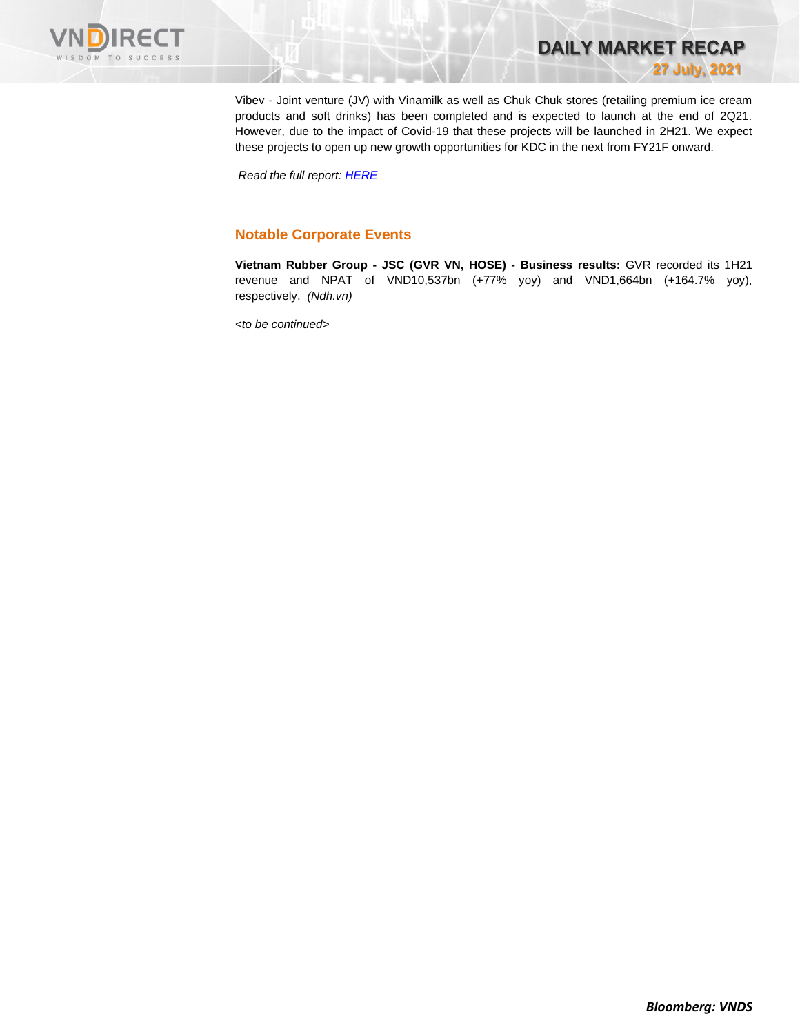Vibev - Joint venture (JV) with Vinamilk as well as Chuk Chuk stores (retailing premium ice cream products and soft drinks) has been completed and is expected to launch at the end of 2Q21. However, due to the impact of Covid-19 that these projects will be launched in 2H21. We expect these projects to open up new growth opportunities for KDC in the next from FY21F onward.

*Read the full report: HERE*

## Notable Corporate Events

**Vietnam Rubber Group - JSC (GVR VN, HOSE) - Business results:** GVR recorded its 1H21 revenue and NPAT of VND10,537bn (+77% yoy) and VND1,664bn (+164.7% yoy), respectively. *(Ndh.vn)*

*<to be continued>*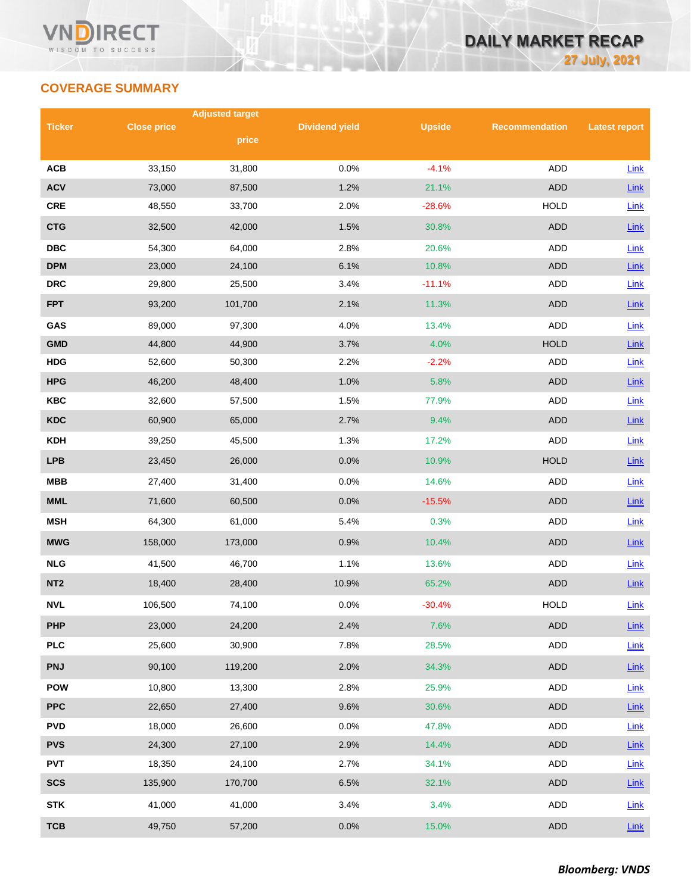## COVERAGE SUMMARY

| Ticker | Close price | Adjusted target price | Dividend yield | Upside | Recommendation | Latest report |
|---|---|---|---|---|---|---|
| ACB | 33,150 | 31,800 | 0.0% | -4.1% | ADD | Link |
| ACV | 73,000 | 87,500 | 1.2% | 21.1% | ADD | Link |
| CRE | 48,550 | 33,700 | 2.0% | -28.6% | HOLD | Link |
| CTG | 32,500 | 42,000 | 1.5% | 30.8% | ADD | Link |
| DBC | 54,300 | 64,000 | 2.8% | 20.6% | ADD | Link |
| DPM | 23,000 | 24,100 | 6.1% | 10.8% | ADD | Link |
| DRC | 29,800 | 25,500 | 3.4% | -11.1% | ADD | Link |
| FPT | 93,200 | 101,700 | 2.1% | 11.3% | ADD | Link |
| GAS | 89,000 | 97,300 | 4.0% | 13.4% | ADD | Link |
| GMD | 44,800 | 44,900 | 3.7% | 4.0% | HOLD | Link |
| HDG | 52,600 | 50,300 | 2.2% | -2.2% | ADD | Link |
| HPG | 46,200 | 48,400 | 1.0% | 5.8% | ADD | Link |
| KBC | 32,600 | 57,500 | 1.5% | 77.9% | ADD | Link |
| KDC | 60,900 | 65,000 | 2.7% | 9.4% | ADD | Link |
| KDH | 39,250 | 45,500 | 1.3% | 17.2% | ADD | Link |
| LPB | 23,450 | 26,000 | 0.0% | 10.9% | HOLD | Link |
| MBB | 27,400 | 31,400 | 0.0% | 14.6% | ADD | Link |
| MML | 71,600 | 60,500 | 0.0% | -15.5% | ADD | Link |
| MSH | 64,300 | 61,000 | 5.4% | 0.3% | ADD | Link |
| MWG | 158,000 | 173,000 | 0.9% | 10.4% | ADD | Link |
| NLG | 41,500 | 46,700 | 1.1% | 13.6% | ADD | Link |
| NT2 | 18,400 | 28,400 | 10.9% | 65.2% | ADD | Link |
| NVL | 106,500 | 74,100 | 0.0% | -30.4% | HOLD | Link |
| PHP | 23,000 | 24,200 | 2.4% | 7.6% | ADD | Link |
| PLC | 25,600 | 30,900 | 7.8% | 28.5% | ADD | Link |
| PNJ | 90,100 | 119,200 | 2.0% | 34.3% | ADD | Link |
| POW | 10,800 | 13,300 | 2.8% | 25.9% | ADD | Link |
| PPC | 22,650 | 27,400 | 9.6% | 30.6% | ADD | Link |
| PVD | 18,000 | 26,600 | 0.0% | 47.8% | ADD | Link |
| PVS | 24,300 | 27,100 | 2.9% | 14.4% | ADD | Link |
| PVT | 18,350 | 24,100 | 2.7% | 34.1% | ADD | Link |
| SCS | 135,900 | 170,700 | 6.5% | 32.1% | ADD | Link |
| STK | 41,000 | 41,000 | 3.4% | 3.4% | ADD | Link |
| TCB | 49,750 | 57,200 | 0.0% | 15.0% | ADD | Link |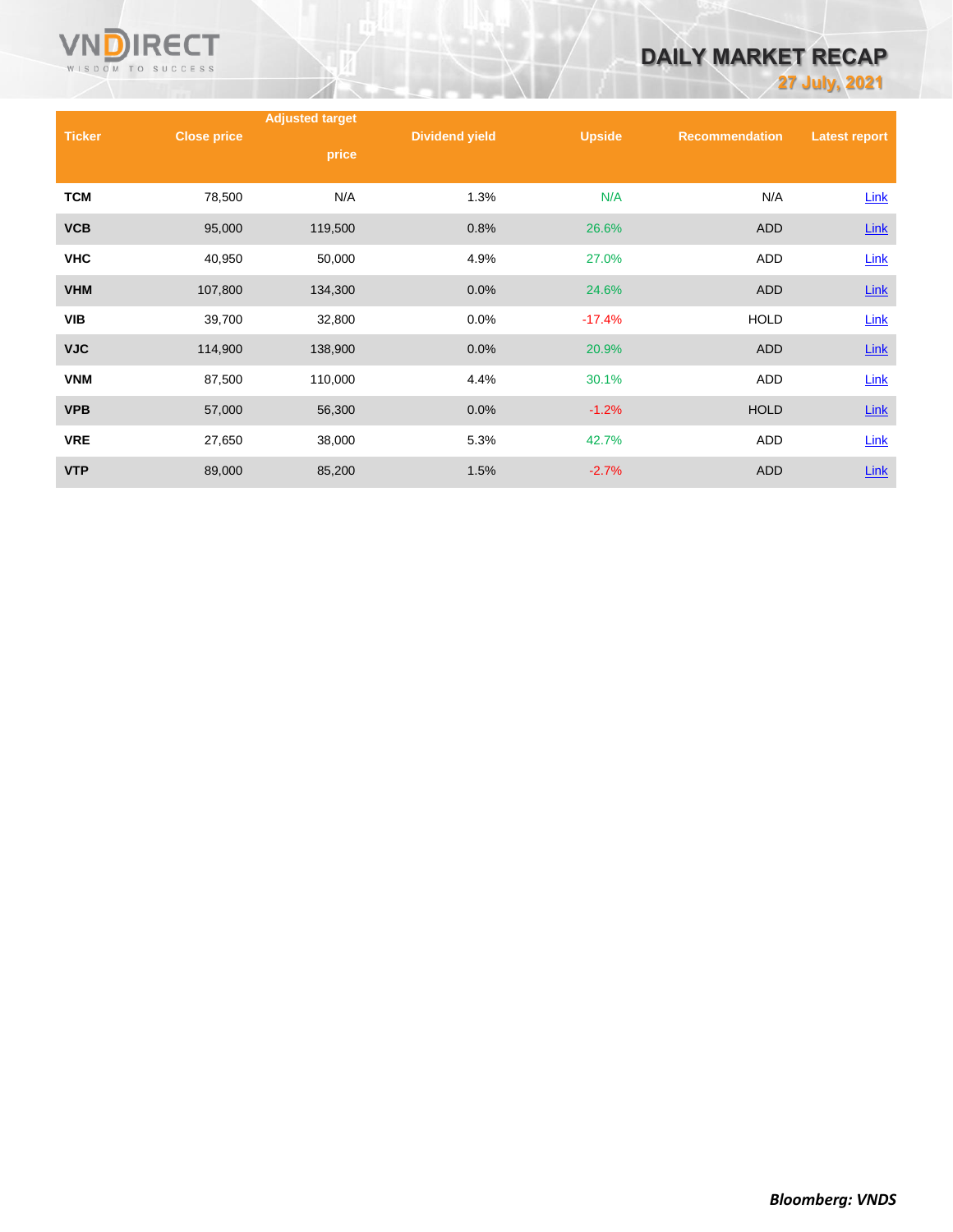| Ticker | Close price | Adjusted target price | Dividend yield | Upside | Recommendation | Latest report |
|---|---|---|---|---|---|---|
| TCM | 78,500 | N/A | 1.3% | N/A | N/A | Link |
| VCB | 95,000 | 119,500 | 0.8% | 26.6% | ADD | Link |
| VHC | 40,950 | 50,000 | 4.9% | 27.0% | ADD | Link |
| VHM | 107,800 | 134,300 | 0.0% | 24.6% | ADD | Link |
| VIB | 39,700 | 32,800 | 0.0% | -17.4% | HOLD | Link |
| VJC | 114,900 | 138,900 | 0.0% | 20.9% | ADD | Link |
| VNM | 87,500 | 110,000 | 4.4% | 30.1% | ADD | Link |
| VPB | 57,000 | 56,300 | 0.0% | -1.2% | HOLD | Link |
| VRE | 27,650 | 38,000 | 5.3% | 42.7% | ADD | Link |
| VTP | 89,000 | 85,200 | 1.5% | -2.7% | ADD | Link |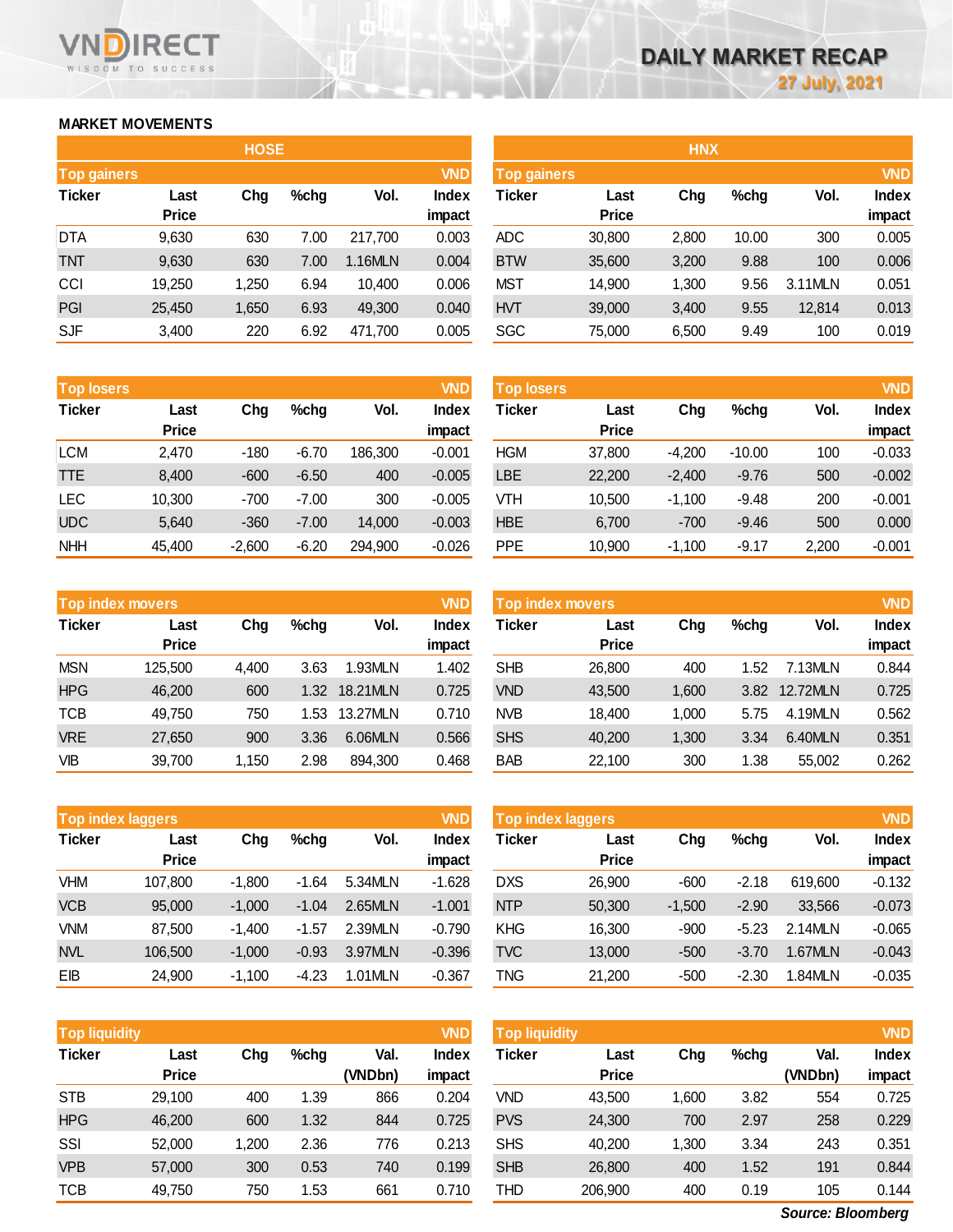# DAILY MARKET RECAP

27 July, 2021

## MARKET MOVEMENTS

### HOSE

| Top gainers | | | | | VND |
|---|---|---|---|---|---|
| Ticker | Last Price | Chg | %chg | Vol. | Index impact |
| DTA | 9,630 | 630 | 7.00 | 217,700 | 0.003 |
| TNT | 9,630 | 630 | 7.00 | 1.16MLN | 0.004 |
| CCI | 19,250 | 1,250 | 6.94 | 10,400 | 0.006 |
| PGI | 25,450 | 1,650 | 6.93 | 49,300 | 0.040 |
| SJF | 3,400 | 220 | 6.92 | 471,700 | 0.005 |

| Top losers | | | | | VND |
|---|---|---|---|---|---|
| Ticker | Last Price | Chg | %chg | Vol. | Index impact |
| LCM | 2,470 | -180 | -6.70 | 186,300 | -0.001 |
| TTE | 8,400 | -600 | -6.50 | 400 | -0.005 |
| LEC | 10,300 | -700 | -7.00 | 300 | -0.005 |
| UDC | 5,640 | -360 | -7.00 | 14,000 | -0.003 |
| NHH | 45,400 | -2,600 | -6.20 | 294,900 | -0.026 |

| Top index movers | | | | | VND |
|---|---|---|---|---|---|
| Ticker | Last Price | Chg | %chg | Vol. | Index impact |
| MSN | 125,500 | 4,400 | 3.63 | 1.93MLN | 1.402 |
| HPG | 46,200 | 600 | 1.32 | 18.21MLN | 0.725 |
| TCB | 49,750 | 750 | 1.53 | 13.27MLN | 0.710 |
| VRE | 27,650 | 900 | 3.36 | 6.06MLN | 0.566 |
| VIB | 39,700 | 1,150 | 2.98 | 894,300 | 0.468 |

| Top index laggers | | | | | VND |
|---|---|---|---|---|---|
| Ticker | Last Price | Chg | %chg | Vol. | Index impact |
| VHM | 107,800 | -1,800 | -1.64 | 5.34MLN | -1.628 |
| VCB | 95,000 | -1,000 | -1.04 | 2.65MLN | -1.001 |
| VNM | 87,500 | -1,400 | -1.57 | 2.39MLN | -0.790 |
| NVL | 106,500 | -1,000 | -0.93 | 3.97MLN | -0.396 |
| EIB | 24,900 | -1,100 | -4.23 | 1.01MLN | -0.367 |

| Top liquidity | | | | | VND |
|---|---|---|---|---|---|
| Ticker | Last Price | Chg | %chg | Val. (VNDbn) | Index impact |
| STB | 29,100 | 400 | 1.39 | 866 | 0.204 |
| HPG | 46,200 | 600 | 1.32 | 844 | 0.725 |
| SSI | 52,000 | 1,200 | 2.36 | 776 | 0.213 |
| VPB | 57,000 | 300 | 0.53 | 740 | 0.199 |
| TCB | 49,750 | 750 | 1.53 | 661 | 0.710 |

### HNX

| Top gainers | | | | | VND |
|---|---|---|---|---|---|
| Ticker | Last Price | Chg | %chg | Vol. | Index impact |
| ADC | 30,800 | 2,800 | 10.00 | 300 | 0.005 |
| BTW | 35,600 | 3,200 | 9.88 | 100 | 0.006 |
| MST | 14,900 | 1,300 | 9.56 | 3.11MLN | 0.051 |
| HVT | 39,000 | 3,400 | 9.55 | 12,814 | 0.013 |
| SGC | 75,000 | 6,500 | 9.49 | 100 | 0.019 |

| Top losers | | | | | VND |
|---|---|---|---|---|---|
| Ticker | Last Price | Chg | %chg | Vol. | Index impact |
| HGM | 37,800 | -4,200 | -10.00 | 100 | -0.033 |
| LBE | 22,200 | -2,400 | -9.76 | 500 | -0.002 |
| VTH | 10,500 | -1,100 | -9.48 | 200 | -0.001 |
| HBE | 6,700 | -700 | -9.46 | 500 | 0.000 |
| PPE | 10,900 | -1,100 | -9.17 | 2,200 | -0.001 |

| Top index movers | | | | | VND |
|---|---|---|---|---|---|
| Ticker | Last Price | Chg | %chg | Vol. | Index impact |
| SHB | 26,800 | 400 | 1.52 | 7.13MLN | 0.844 |
| VND | 43,500 | 1,600 | 3.82 | 12.72MLN | 0.725 |
| NVB | 18,400 | 1,000 | 5.75 | 4.19MLN | 0.562 |
| SHS | 40,200 | 1,300 | 3.34 | 6.40MLN | 0.351 |
| BAB | 22,100 | 300 | 1.38 | 55,002 | 0.262 |

| Top index laggers | | | | | VND |
|---|---|---|---|---|---|
| Ticker | Last Price | Chg | %chg | Vol. | Index impact |
| DXS | 26,900 | -600 | -2.18 | 619,600 | -0.132 |
| NTP | 50,300 | -1,500 | -2.90 | 33,566 | -0.073 |
| KHG | 16,300 | -900 | -5.23 | 2.14MLN | -0.065 |
| TVC | 13,000 | -500 | -3.70 | 1.67MLN | -0.043 |
| TNG | 21,200 | -500 | -2.30 | 1.84MLN | -0.035 |

| Top liquidity | | | | | VND |
|---|---|---|---|---|---|
| Ticker | Last Price | Chg | %chg | Val. (VNDbn) | Index impact |
| VND | 43,500 | 1,600 | 3.82 | 554 | 0.725 |
| PVS | 24,300 | 700 | 2.97 | 258 | 0.229 |
| SHS | 40,200 | 1,300 | 3.34 | 243 | 0.351 |
| SHB | 26,800 | 400 | 1.52 | 191 | 0.844 |
| THD | 206,900 | 400 | 0.19 | 105 | 0.144 |

*Source: Bloomberg*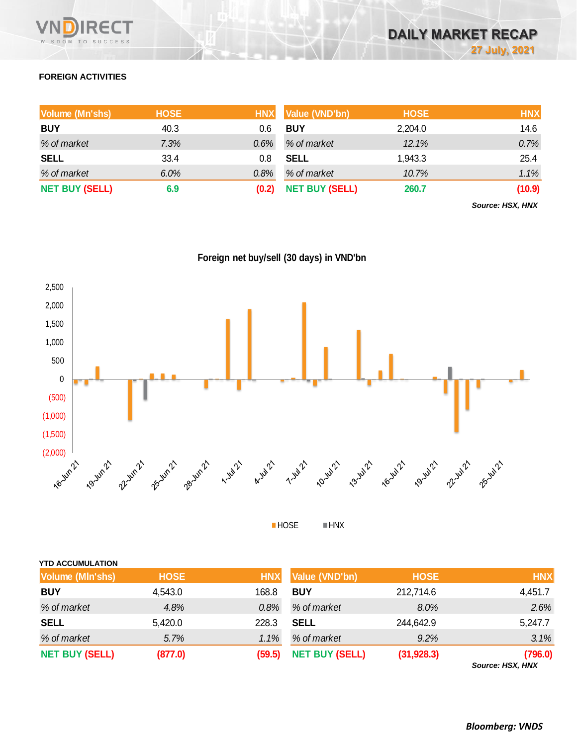## FOREIGN ACTIVITIES

| Volume (Mn'shs) | HOSE | HNX | Value (VND'bn) | HOSE | HNX |
|---|---|---|---|---|---|
| **BUY** | 40.3 | 0.6 | **BUY** | 2,204.0 | 14.6 |
| *% of market* | *7.3%* | *0.6%* | *% of market* | *12.1%* | *0.7%* |
| **SELL** | 33.4 | 0.8 | **SELL** | 1,943.3 | 25.4 |
| *% of market* | *6.0%* | *0.8%* | *% of market* | *10.7%* | *1.1%* |
| **NET BUY (SELL)** | **6.9** | **(0.2)** | **NET BUY (SELL)** | **260.7** | **(10.9)** |

***Source: HSX, HNX***

**Foreign net buy/sell (30 days) in VND'bn**

HOSE  HNX

### YTD ACCUMULATION

| Volume (Mln'shs) | HOSE | HNX | Value (VND'bn) | HOSE | HNX |
|---|---|---|---|---|---|
| **BUY** | 4,543.0 | 168.8 | **BUY** | 212,714.6 | 4,451.7 |
| *% of market* | *4.8%* | *0.8%* | *% of market* | *8.0%* | *2.6%* |
| **SELL** | 5,420.0 | 228.3 | **SELL** | 244,642.9 | 5,247.7 |
| *% of market* | *5.7%* | *1.1%* | *% of market* | *9.2%* | *3.1%* |
| **NET BUY (SELL)** | **(877.0)** | **(59.5)** | **NET BUY (SELL)** | **(31,928.3)** | **(796.0)** |

***Source: HSX, HNX***

***Bloomberg: VNDS***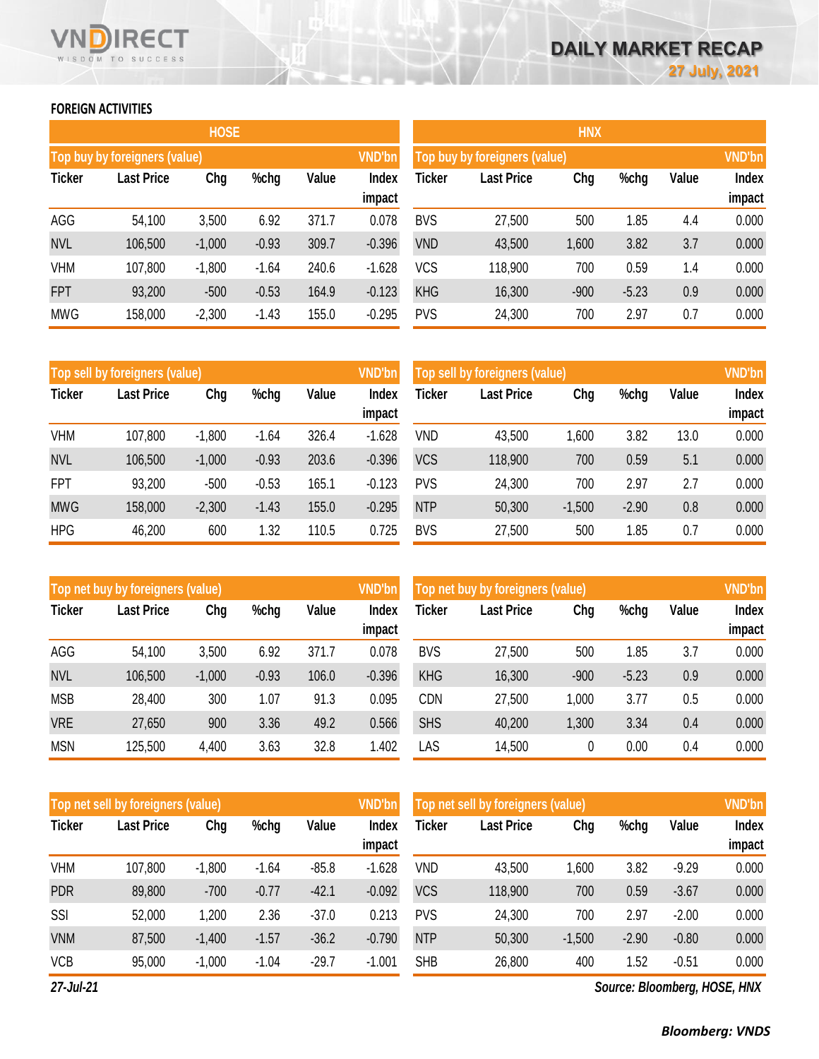## FOREIGN ACTIVITIES

### HOSE

| Top buy by foreigners (value) | | | | | VND'bn |
|---|---|---|---|---|---|
| Ticker | Last Price | Chg | %chg | Value | Index impact |
| AGG | 54,100 | 3,500 | 6.92 | 371.7 | 0.078 |
| NVL | 106,500 | -1,000 | -0.93 | 309.7 | -0.396 |
| VHM | 107,800 | -1,800 | -1.64 | 240.6 | -1.628 |
| FPT | 93,200 | -500 | -0.53 | 164.9 | -0.123 |
| MWG | 158,000 | -2,300 | -1.43 | 155.0 | -0.295 |

| Top sell by foreigners (value) | | | | | VND'bn |
|---|---|---|---|---|---|
| Ticker | Last Price | Chg | %chg | Value | Index impact |
| VHM | 107,800 | -1,800 | -1.64 | 326.4 | -1.628 |
| NVL | 106,500 | -1,000 | -0.93 | 203.6 | -0.396 |
| FPT | 93,200 | -500 | -0.53 | 165.1 | -0.123 |
| MWG | 158,000 | -2,300 | -1.43 | 155.0 | -0.295 |
| HPG | 46,200 | 600 | 1.32 | 110.5 | 0.725 |

| Top net buy by foreigners (value) | | | | | VND'bn |
|---|---|---|---|---|---|
| Ticker | Last Price | Chg | %chg | Value | Index impact |
| AGG | 54,100 | 3,500 | 6.92 | 371.7 | 0.078 |
| NVL | 106,500 | -1,000 | -0.93 | 106.0 | -0.396 |
| MSB | 28,400 | 300 | 1.07 | 91.3 | 0.095 |
| VRE | 27,650 | 900 | 3.36 | 49.2 | 0.566 |
| MSN | 125,500 | 4,400 | 3.63 | 32.8 | 1.402 |

| Top net sell by foreigners (value) | | | | | VND'bn |
|---|---|---|---|---|---|
| Ticker | Last Price | Chg | %chg | Value | Index impact |
| VHM | 107,800 | -1,800 | -1.64 | -85.8 | -1.628 |
| PDR | 89,800 | -700 | -0.77 | -42.1 | -0.092 |
| SSI | 52,000 | 1,200 | 2.36 | -37.0 | 0.213 |
| VNM | 87,500 | -1,400 | -1.57 | -36.2 | -0.790 |
| VCB | 95,000 | -1,000 | -1.04 | -29.7 | -1.001 |

### HNX

| Top buy by foreigners (value) | | | | | VND'bn |
|---|---|---|---|---|---|
| Ticker | Last Price | Chg | %chg | Value | Index impact |
| BVS | 27,500 | 500 | 1.85 | 4.4 | 0.000 |
| VND | 43,500 | 1,600 | 3.82 | 3.7 | 0.000 |
| VCS | 118,900 | 700 | 0.59 | 1.4 | 0.000 |
| KHG | 16,300 | -900 | -5.23 | 0.9 | 0.000 |
| PVS | 24,300 | 700 | 2.97 | 0.7 | 0.000 |

| Top sell by foreigners (value) | | | | | VND'bn |
|---|---|---|---|---|---|
| Ticker | Last Price | Chg | %chg | Value | Index impact |
| VND | 43,500 | 1,600 | 3.82 | 13.0 | 0.000 |
| VCS | 118,900 | 700 | 0.59 | 5.1 | 0.000 |
| PVS | 24,300 | 700 | 2.97 | 2.7 | 0.000 |
| NTP | 50,300 | -1,500 | -2.90 | 0.8 | 0.000 |
| BVS | 27,500 | 500 | 1.85 | 0.7 | 0.000 |

| Top net buy by foreigners (value) | | | | | VND'bn |
|---|---|---|---|---|---|
| Ticker | Last Price | Chg | %chg | Value | Index impact |
| BVS | 27,500 | 500 | 1.85 | 3.7 | 0.000 |
| KHG | 16,300 | -900 | -5.23 | 0.9 | 0.000 |
| CDN | 27,500 | 1,000 | 3.77 | 0.5 | 0.000 |
| SHS | 40,200 | 1,300 | 3.34 | 0.4 | 0.000 |
| LAS | 14,500 | 0 | 0.00 | 0.4 | 0.000 |

| Top net sell by foreigners (value) | | | | | VND'bn |
|---|---|---|---|---|---|
| Ticker | Last Price | Chg | %chg | Value | Index impact |
| VND | 43,500 | 1,600 | 3.82 | -9.29 | 0.000 |
| VCS | 118,900 | 700 | 0.59 | -3.67 | 0.000 |
| PVS | 24,300 | 700 | 2.97 | -2.00 | 0.000 |
| NTP | 50,300 | -1,500 | -2.90 | -0.80 | 0.000 |
| SHB | 26,800 | 400 | 1.52 | -0.51 | 0.000 |

*27-Jul-21*

*Source: Bloomberg, HOSE, HNX*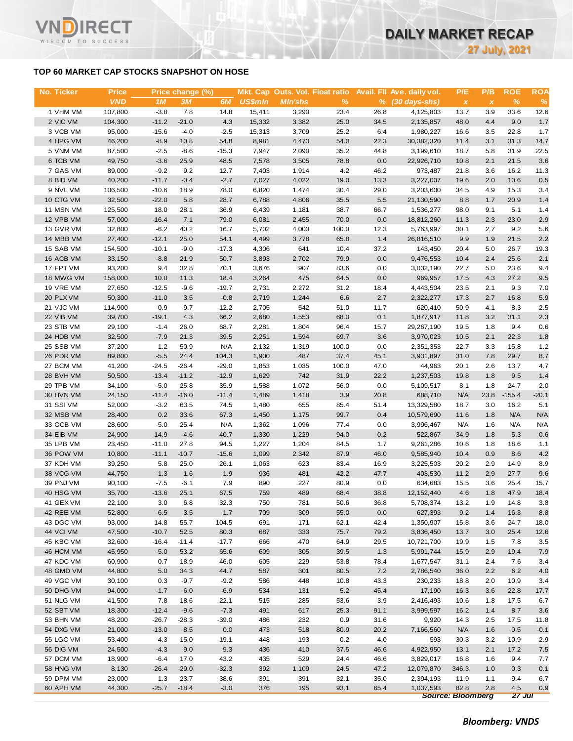## TOP 60 MARKET CAP STOCKS SNAPSHOT ON HOSE

| No. | Ticker | Price | Price change (%) | | | Mkt. Cap | Outs. Vol. | Float ratio | Avail. FII | Ave. daily vol. | P/E | P/B | ROE | ROA |
|---|---|---|---|---|---|---|---|---|---|---|---|---|---|---|
| | | VND | 1M | 3M | 6M | US$mln | Mln'shs | % | % | (30 days-shs) | x | x | % | % |
| 1 | VHM VM | 107,800 | -3.8 | 7.8 | 14.8 | 15,411 | 3,290 | 23.4 | 26.8 | 4,125,803 | 13.7 | 3.9 | 33.6 | 12.6 |
| 2 | VIC VM | 104,300 | -11.2 | -21.0 | 4.3 | 15,332 | 3,382 | 25.0 | 34.5 | 2,135,857 | 48.0 | 4.4 | 9.0 | 1.7 |
| 3 | VCB VM | 95,000 | -15.6 | -4.0 | -2.5 | 15,313 | 3,709 | 25.2 | 6.4 | 1,980,227 | 16.6 | 3.5 | 22.8 | 1.7 |
| 4 | HPG VM | 46,200 | -8.9 | 10.8 | 54.8 | 8,981 | 4,473 | 54.0 | 22.3 | 30,382,320 | 11.4 | 3.1 | 31.3 | 14.7 |
| 5 | VNM VM | 87,500 | -2.5 | -8.6 | -15.3 | 7,947 | 2,090 | 35.2 | 44.8 | 3,199,610 | 18.7 | 5.8 | 31.9 | 22.5 |
| 6 | TCB VM | 49,750 | -3.6 | 25.9 | 48.5 | 7,578 | 3,505 | 78.8 | 0.0 | 22,926,710 | 10.8 | 2.1 | 21.5 | 3.6 |
| 7 | GAS VM | 89,000 | -9.2 | 9.2 | 12.7 | 7,403 | 1,914 | 4.2 | 46.2 | 973,487 | 21.8 | 3.6 | 16.2 | 11.3 |
| 8 | BID VM | 40,200 | -11.7 | -0.4 | -2.7 | 7,027 | 4,022 | 19.0 | 13.3 | 3,227,007 | 19.6 | 2.0 | 10.6 | 0.5 |
| 9 | NVL VM | 106,500 | -10.6 | 18.9 | 78.0 | 6,820 | 1,474 | 30.4 | 29.0 | 3,203,600 | 34.5 | 4.9 | 15.3 | 3.4 |
| 10 | CTG VM | 32,500 | -22.0 | 5.8 | 28.7 | 6,788 | 4,806 | 35.5 | 5.5 | 21,130,590 | 8.8 | 1.7 | 20.9 | 1.4 |
| 11 | MSN VM | 125,500 | 18.0 | 28.1 | 36.9 | 6,439 | 1,181 | 38.7 | 66.7 | 1,536,277 | 98.0 | 9.1 | 5.1 | 1.4 |
| 12 | VPB VM | 57,000 | -16.4 | 7.1 | 79.0 | 6,081 | 2,455 | 70.0 | 0.0 | 18,812,260 | 11.3 | 2.3 | 23.0 | 2.9 |
| 13 | GVR VM | 32,800 | -6.2 | 40.2 | 16.7 | 5,702 | 4,000 | 100.0 | 12.3 | 5,763,997 | 30.1 | 2.7 | 9.2 | 5.6 |
| 14 | MBB VM | 27,400 | -12.1 | 25.0 | 54.1 | 4,499 | 3,778 | 65.8 | 1.4 | 26,816,510 | 9.9 | 1.9 | 21.5 | 2.2 |
| 15 | SAB VM | 154,500 | -10.1 | -9.0 | -17.3 | 4,306 | 641 | 10.4 | 37.2 | 143,450 | 20.4 | 5.0 | 26.7 | 19.3 |
| 16 | ACB VM | 33,150 | -8.8 | 21.9 | 50.7 | 3,893 | 2,702 | 79.9 | 0.0 | 9,476,553 | 10.4 | 2.4 | 25.6 | 2.1 |
| 17 | FPT VM | 93,200 | 9.4 | 32.8 | 70.1 | 3,676 | 907 | 83.6 | 0.0 | 3,032,190 | 22.7 | 5.0 | 23.6 | 9.4 |
| 18 | MWG VM | 158,000 | 10.0 | 11.3 | 18.4 | 3,264 | 475 | 64.5 | 0.0 | 969,957 | 17.5 | 4.3 | 27.2 | 9.5 |
| 19 | VRE VM | 27,650 | -12.5 | -9.6 | -19.7 | 2,731 | 2,272 | 31.2 | 18.4 | 4,443,504 | 23.5 | 2.1 | 9.3 | 7.0 |
| 20 | PLX VM | 50,300 | -11.0 | 3.5 | -0.8 | 2,719 | 1,244 | 6.6 | 2.7 | 2,322,277 | 17.3 | 2.7 | 16.8 | 5.9 |
| 21 | VJC VM | 114,900 | -0.9 | -9.7 | -12.2 | 2,705 | 542 | 51.0 | 11.7 | 620,410 | 50.9 | 4.1 | 8.3 | 2.5 |
| 22 | VIB VM | 39,700 | -19.1 | 4.3 | 66.2 | 2,680 | 1,553 | 68.0 | 0.1 | 1,877,917 | 11.8 | 3.2 | 31.1 | 2.3 |
| 23 | STB VM | 29,100 | -1.4 | 26.0 | 68.7 | 2,281 | 1,804 | 96.4 | 15.7 | 29,267,190 | 19.5 | 1.8 | 9.4 | 0.6 |
| 24 | HDB VM | 32,500 | -7.9 | 21.3 | 39.5 | 2,251 | 1,594 | 69.7 | 3.6 | 3,970,023 | 10.5 | 2.1 | 22.3 | 1.8 |
| 25 | SSB VM | 37,200 | 1.2 | 50.9 | N/A | 2,132 | 1,319 | 100.0 | 0.0 | 2,351,353 | 22.7 | 3.3 | 15.8 | 1.2 |
| 26 | PDR VM | 89,800 | -5.5 | 24.4 | 104.3 | 1,900 | 487 | 37.4 | 45.1 | 3,931,897 | 31.0 | 7.8 | 29.7 | 8.7 |
| 27 | BCM VM | 41,200 | -24.5 | -26.4 | -29.0 | 1,853 | 1,035 | 100.0 | 47.0 | 44,963 | 20.1 | 2.6 | 13.7 | 4.7 |
| 28 | BVH VM | 50,500 | -13.4 | -11.2 | -12.9 | 1,629 | 742 | 31.9 | 22.2 | 1,237,503 | 19.8 | 1.8 | 9.5 | 1.4 |
| 29 | TPB VM | 34,100 | -5.0 | 25.8 | 35.9 | 1,588 | 1,072 | 56.0 | 0.0 | 5,109,517 | 8.1 | 1.8 | 24.7 | 2.0 |
| 30 | HVN VM | 24,150 | -11.4 | -16.0 | -11.4 | 1,489 | 1,418 | 3.9 | 20.8 | 688,710 | N/A | 23.8 | -155.4 | -20.1 |
| 31 | SSI VM | 52,000 | -3.2 | 63.5 | 74.5 | 1,480 | 655 | 85.4 | 51.4 | 13,329,580 | 18.7 | 3.0 | 16.2 | 5.1 |
| 32 | MSB VM | 28,400 | 0.2 | 33.6 | 67.3 | 1,450 | 1,175 | 99.7 | 0.4 | 10,579,690 | 11.6 | 1.8 | N/A | N/A |
| 33 | OCB VM | 28,600 | -5.0 | 25.4 | N/A | 1,362 | 1,096 | 77.4 | 0.0 | 3,996,467 | N/A | 1.6 | N/A | N/A |
| 34 | EIB VM | 24,900 | -14.9 | -4.6 | 40.7 | 1,330 | 1,229 | 94.0 | 0.2 | 522,867 | 34.9 | 1.8 | 5.3 | 0.6 |
| 35 | LPB VM | 23,450 | -11.0 | 27.8 | 94.5 | 1,227 | 1,204 | 84.5 | 1.7 | 9,261,286 | 10.6 | 1.8 | 18.6 | 1.1 |
| 36 | POW VM | 10,800 | -11.1 | -10.7 | -15.6 | 1,099 | 2,342 | 87.9 | 46.0 | 9,585,940 | 10.4 | 0.9 | 8.6 | 4.2 |
| 37 | KDH VM | 39,250 | 5.8 | 25.0 | 26.1 | 1,063 | 623 | 83.4 | 16.9 | 3,225,503 | 20.2 | 2.9 | 14.9 | 8.9 |
| 38 | VCG VM | 44,750 | -1.3 | 1.6 | 1.9 | 936 | 481 | 42.2 | 47.7 | 403,530 | 11.2 | 2.9 | 27.7 | 9.6 |
| 39 | PNJ VM | 90,100 | -7.5 | -6.1 | 7.9 | 890 | 227 | 80.9 | 0.0 | 634,683 | 15.5 | 3.6 | 25.4 | 15.7 |
| 40 | HSG VM | 35,700 | -13.6 | 25.1 | 67.5 | 759 | 489 | 68.4 | 38.8 | 12,152,440 | 4.6 | 1.8 | 47.9 | 18.4 |
| 41 | GEX VM | 22,100 | 3.0 | 6.8 | 32.3 | 750 | 781 | 50.6 | 36.8 | 5,708,374 | 13.2 | 1.9 | 14.8 | 3.8 |
| 42 | REE VM | 52,800 | -6.5 | 3.5 | 1.7 | 709 | 309 | 55.0 | 0.0 | 627,393 | 9.2 | 1.4 | 16.3 | 8.8 |
| 43 | DGC VM | 93,000 | 14.8 | 55.7 | 104.5 | 691 | 171 | 62.1 | 42.4 | 1,350,907 | 15.8 | 3.6 | 24.7 | 18.0 |
| 44 | VCI VM | 47,500 | -10.7 | 52.5 | 80.3 | 687 | 333 | 75.7 | 79.2 | 3,836,450 | 13.7 | 3.0 | 25.4 | 12.6 |
| 45 | KBC VM | 32,600 | -16.4 | -11.4 | -17.7 | 666 | 470 | 64.9 | 29.5 | 10,721,700 | 19.9 | 1.5 | 7.8 | 3.5 |
| 46 | HCM VM | 45,950 | -5.0 | 53.2 | 65.6 | 609 | 305 | 39.5 | 1.3 | 5,991,744 | 15.9 | 2.9 | 19.4 | 7.9 |
| 47 | KDC VM | 60,900 | 0.7 | 18.9 | 46.0 | 605 | 229 | 53.8 | 78.4 | 1,677,547 | 31.1 | 2.4 | 7.6 | 3.4 |
| 48 | GMD VM | 44,800 | 5.0 | 34.3 | 44.7 | 587 | 301 | 80.5 | 7.2 | 2,786,540 | 36.0 | 2.2 | 6.2 | 4.0 |
| 49 | VGC VM | 30,100 | 0.3 | -9.7 | -9.2 | 586 | 448 | 10.8 | 43.3 | 230,233 | 18.8 | 2.0 | 10.9 | 3.4 |
| 50 | DHG VM | 94,000 | -1.7 | -6.0 | -6.9 | 534 | 131 | 5.2 | 45.4 | 17,190 | 16.3 | 3.6 | 22.8 | 17.7 |
| 51 | NLG VM | 41,500 | 7.8 | 18.6 | 22.1 | 515 | 285 | 53.6 | 3.9 | 2,416,493 | 10.6 | 1.8 | 17.5 | 6.7 |
| 52 | SBT VM | 18,300 | -12.4 | -9.6 | -7.3 | 491 | 617 | 25.3 | 91.1 | 3,999,597 | 16.2 | 1.4 | 8.7 | 3.6 |
| 53 | BHN VM | 48,200 | -26.7 | -28.3 | -39.0 | 486 | 232 | 0.9 | 31.6 | 9,920 | 14.3 | 2.5 | 17.5 | 11.8 |
| 54 | DXG VM | 21,000 | -13.0 | -8.5 | 0.0 | 473 | 518 | 80.9 | 20.2 | 7,166,560 | N/A | 1.6 | -0.5 | -0.1 |
| 55 | LGC VM | 53,400 | -4.3 | -15.0 | -19.1 | 448 | 193 | 0.2 | 4.0 | 593 | 30.3 | 3.2 | 10.9 | 2.9 |
| 56 | DIG VM | 24,500 | -4.3 | 9.0 | 9.3 | 436 | 410 | 37.5 | 46.6 | 4,922,950 | 13.1 | 2.1 | 17.2 | 7.5 |
| 57 | DCM VM | 18,900 | -6.4 | 17.0 | 43.2 | 435 | 529 | 24.4 | 46.6 | 3,829,017 | 16.8 | 1.6 | 9.4 | 7.7 |
| 58 | HNG VM | 8,130 | -26.4 | -29.0 | -32.3 | 392 | 1,109 | 24.5 | 47.2 | 12,079,870 | 346.3 | 1.0 | 0.3 | 0.1 |
| 59 | DPM VM | 23,000 | 1.3 | 23.7 | 38.6 | 391 | 391 | 32.1 | 35.0 | 2,394,193 | 11.9 | 1.1 | 9.4 | 6.7 |
| 60 | APH VM | 44,300 | -25.7 | -18.4 | -3.0 | 376 | 195 | 93.1 | 65.4 | 1,037,593 | 82.8 | 2.8 | 4.5 | 0.9 |

*Source: Bloomberg* 27 Jul

**Bloomberg: VNDS**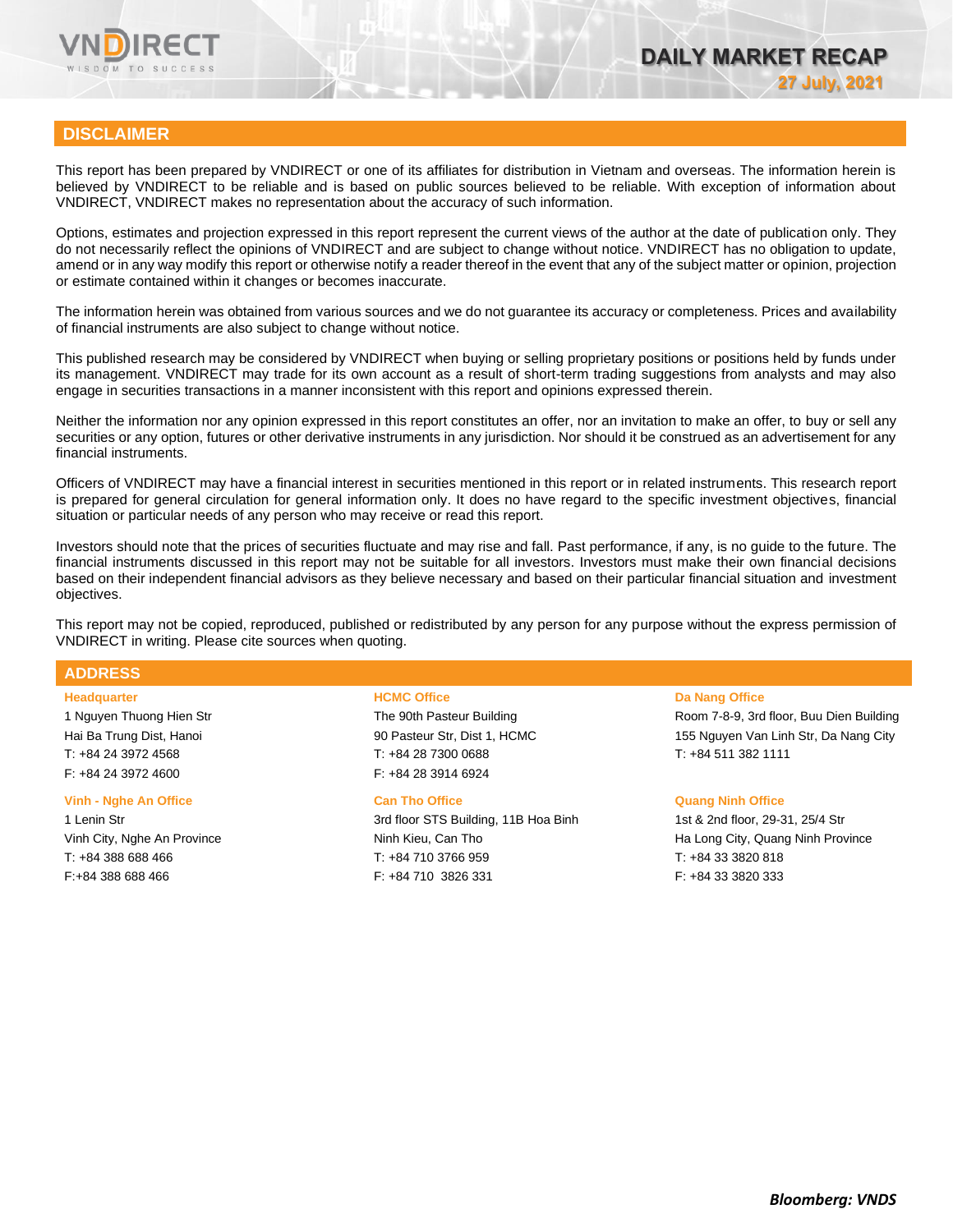# DISCLAIMER

This report has been prepared by VNDIRECT or one of its affiliates for distribution in Vietnam and overseas. The information herein is believed by VNDIRECT to be reliable and is based on public sources believed to be reliable. With exception of information about VNDIRECT, VNDIRECT makes no representation about the accuracy of such information.

Options, estimates and projection expressed in this report represent the current views of the author at the date of publication only. They do not necessarily reflect the opinions of VNDIRECT and are subject to change without notice. VNDIRECT has no obligation to update, amend or in any way modify this report or otherwise notify a reader thereof in the event that any of the subject matter or opinion, projection or estimate contained within it changes or becomes inaccurate.

The information herein was obtained from various sources and we do not guarantee its accuracy or completeness. Prices and availability of financial instruments are also subject to change without notice.

This published research may be considered by VNDIRECT when buying or selling proprietary positions or positions held by funds under its management. VNDIRECT may trade for its own account as a result of short-term trading suggestions from analysts and may also engage in securities transactions in a manner inconsistent with this report and opinions expressed therein.

Neither the information nor any opinion expressed in this report constitutes an offer, nor an invitation to make an offer, to buy or sell any securities or any option, futures or other derivative instruments in any jurisdiction. Nor should it be construed as an advertisement for any financial instruments.

Officers of VNDIRECT may have a financial interest in securities mentioned in this report or in related instruments. This research report is prepared for general circulation for general information only. It does no have regard to the specific investment objectives, financial situation or particular needs of any person who may receive or read this report.

Investors should note that the prices of securities fluctuate and may rise and fall. Past performance, if any, is no guide to the future. The financial instruments discussed in this report may not be suitable for all investors. Investors must make their own financial decisions based on their independent financial advisors as they believe necessary and based on their particular financial situation and investment objectives.

This report may not be copied, reproduced, published or redistributed by any person for any purpose without the express permission of VNDIRECT in writing. Please cite sources when quoting.

# ADDRESS

**Headquarter**
1 Nguyen Thuong Hien Str
Hai Ba Trung Dist, Hanoi
T: +84 24 3972 4568
F: +84 24 3972 4600

**HCMC Office**
The 90th Pasteur Building
90 Pasteur Str, Dist 1, HCMC
T: +84 28 7300 0688
F: +84 28 3914 6924

**Da Nang Office**
Room 7-8-9, 3rd floor, Buu Dien Building
155 Nguyen Van Linh Str, Da Nang City
T: +84 511 382 1111

**Vinh - Nghe An Office**
1 Lenin Str
Vinh City, Nghe An Province
T: +84 388 688 466
F:+84 388 688 466

**Can Tho Office**
3rd floor STS Building, 11B Hoa Binh
Ninh Kieu, Can Tho
T: +84 710 3766 959
F: +84 710 3826 331

**Quang Ninh Office**
1st & 2nd floor, 29-31, 25/4 Str
Ha Long City, Quang Ninh Province
T: +84 33 3820 818
F: +84 33 3820 333

***Bloomberg: VNDS***